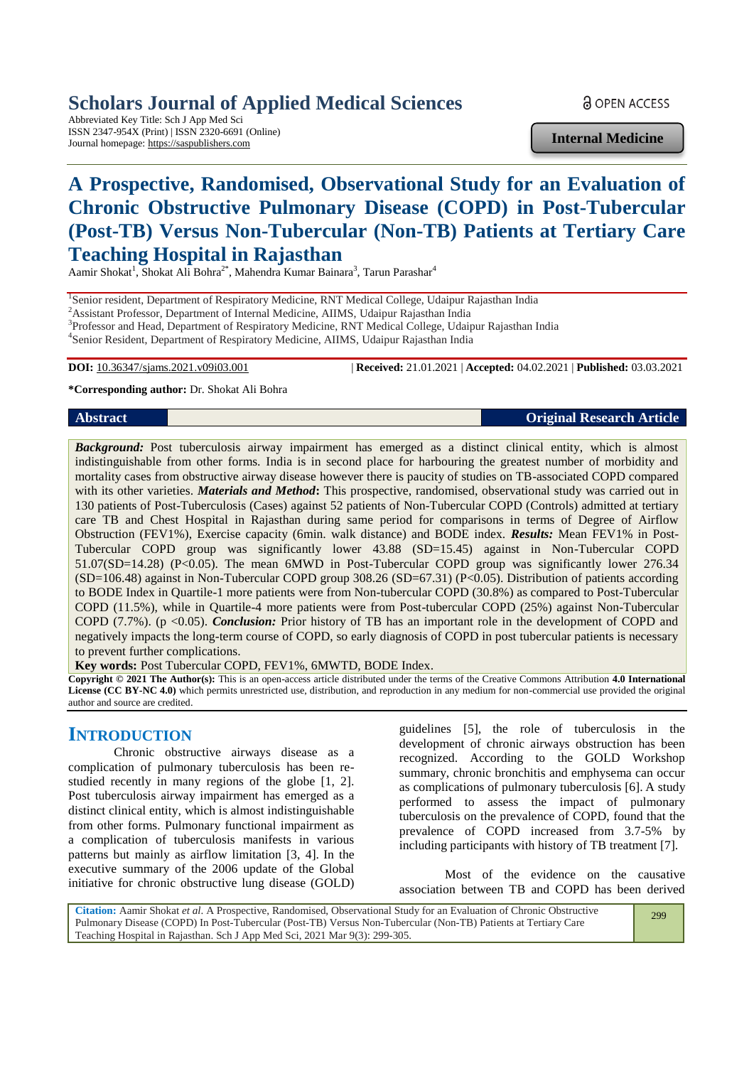Scholars Journal of Applied Medical Sciences
Abbreviated Key Title: Sch J App Med Sci
ISSN 2347-954X (Print) | ISSN 2320-6691 (Online)
Journal homepage: https://saspublishers.com

OPEN ACCESS

Internal Medicine

# A Prospective, Randomised, Observational Study for an Evaluation of Chronic Obstructive Pulmonary Disease (COPD) in Post-Tubercular (Post-TB) Versus Non-Tubercular (Non-TB) Patients at Tertiary Care Teaching Hospital in Rajasthan

Aamir Shokat[1], Shokat Ali Bohra[2*], Mahendra Kumar Bainara[3], Tarun Parashar[4]

[1]Senior resident, Department of Respiratory Medicine, RNT Medical College, Udaipur Rajasthan India
[2]Assistant Professor, Department of Internal Medicine, AIIMS, Udaipur Rajasthan India
[3]Professor and Head, Department of Respiratory Medicine, RNT Medical College, Udaipur Rajasthan India
[4]Senior Resident, Department of Respiratory Medicine, AIIMS, Udaipur Rajasthan India

**DOI:** 10.36347/sjams.2021.v09i03.001 | **Received:** 21.01.2021 | **Accepted:** 04.02.2021 | **Published:** 03.03.2021

**\*Corresponding author:** Dr. Shokat Ali Bohra

**Abstract** **Original Research Article**

***Background:*** Post tuberculosis airway impairment has emerged as a distinct clinical entity, which is almost indistinguishable from other forms. India is in second place for harbouring the greatest number of morbidity and mortality cases from obstructive airway disease however there is paucity of studies on TB-associated COPD compared with its other varieties. ***Materials and Method*:** This prospective, randomised, observational study was carried out in 130 patients of Post-Tuberculosis (Cases) against 52 patients of Non-Tubercular COPD (Controls) admitted at tertiary care TB and Chest Hospital in Rajasthan during same period for comparisons in terms of Degree of Airflow Obstruction (FEV1%), Exercise capacity (6min. walk distance) and BODE index. ***Results:*** Mean FEV1% in Post-Tubercular COPD group was significantly lower 43.88 (SD=15.45) against in Non-Tubercular COPD 51.07(SD=14.28) (P<0.05). The mean 6MWD in Post-Tubercular COPD group was significantly lower 276.34 (SD=106.48) against in Non-Tubercular COPD group 308.26 (SD=67.31) (P<0.05). Distribution of patients according to BODE Index in Quartile-1 more patients were from Non-tubercular COPD (30.8%) as compared to Post-Tubercular COPD (11.5%), while in Quartile-4 more patients were from Post-tubercular COPD (25%) against Non-Tubercular COPD (7.7%). (p <0.05). ***Conclusion:*** Prior history of TB has an important role in the development of COPD and negatively impacts the long-term course of COPD, so early diagnosis of COPD in post tubercular patients is necessary to prevent further complications.

**Key words:** Post Tubercular COPD, FEV1%, 6MWTD, BODE Index.

**Copyright © 2021 The Author(s):** This is an open-access article distributed under the terms of the Creative Commons Attribution **4.0 International License (CC BY-NC 4.0)** which permits unrestricted use, distribution, and reproduction in any medium for non-commercial use provided the original author and source are credited.

## INTRODUCTION

Chronic obstructive airways disease as a complication of pulmonary tuberculosis has been re-studied recently in many regions of the globe [1, 2]. Post tuberculosis airway impairment has emerged as a distinct clinical entity, which is almost indistinguishable from other forms. Pulmonary functional impairment as a complication of tuberculosis manifests in various patterns but mainly as airflow limitation [3, 4]. In the executive summary of the 2006 update of the Global initiative for chronic obstructive lung disease (GOLD) guidelines [5], the role of tuberculosis in the development of chronic airways obstruction has been recognized. According to the GOLD Workshop summary, chronic bronchitis and emphysema can occur as complications of pulmonary tuberculosis [6]. A study performed to assess the impact of pulmonary tuberculosis on the prevalence of COPD, found that the prevalence of COPD increased from 3.7-5% by including participants with history of TB treatment [7].

Most of the evidence on the causative association between TB and COPD has been derived

**Citation:** Aamir Shokat *et al*. A Prospective, Randomised, Observational Study for an Evaluation of Chronic Obstructive Pulmonary Disease (COPD) In Post-Tubercular (Post-TB) Versus Non-Tubercular (Non-TB) Patients at Tertiary Care Teaching Hospital in Rajasthan. Sch J App Med Sci, 2021 Mar 9(3): 299-305.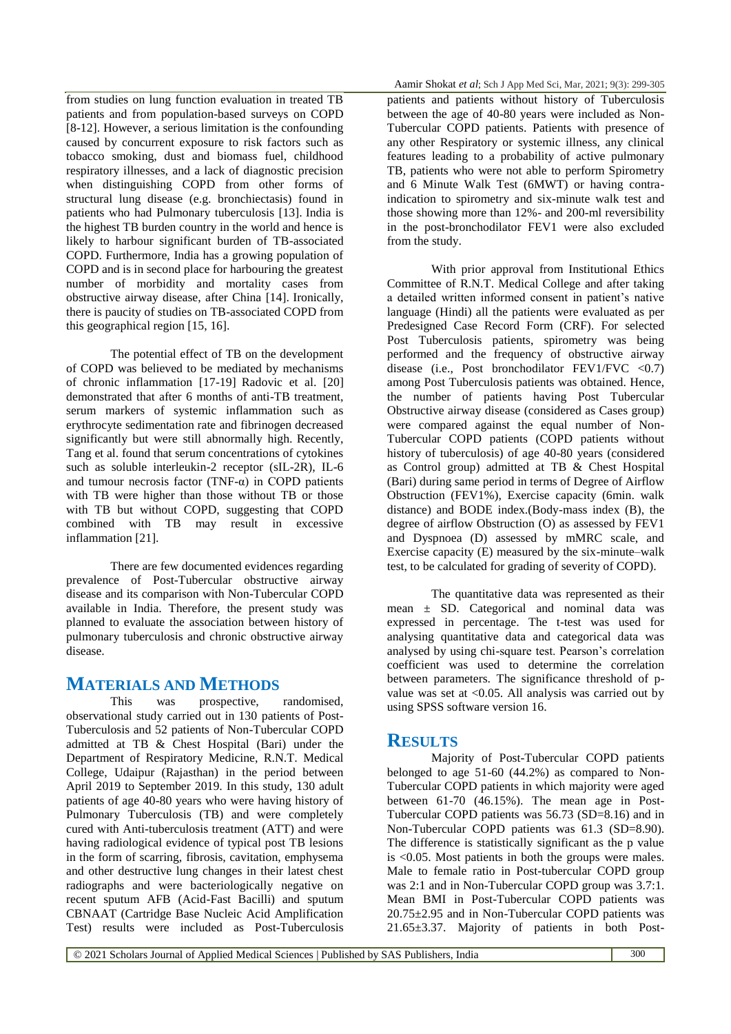from studies on lung function evaluation in treated TB patients and from population-based surveys on COPD [8-12]. However, a serious limitation is the confounding caused by concurrent exposure to risk factors such as tobacco smoking, dust and biomass fuel, childhood respiratory illnesses, and a lack of diagnostic precision when distinguishing COPD from other forms of structural lung disease (e.g. bronchiectasis) found in patients who had Pulmonary tuberculosis [13]. India is the highest TB burden country in the world and hence is likely to harbour significant burden of TB-associated COPD. Furthermore, India has a growing population of COPD and is in second place for harbouring the greatest number of morbidity and mortality cases from obstructive airway disease, after China [14]. Ironically, there is paucity of studies on TB-associated COPD from this geographical region [15, 16].

The potential effect of TB on the development of COPD was believed to be mediated by mechanisms of chronic inflammation [17-19] Radovic et al. [20] demonstrated that after 6 months of anti-TB treatment, serum markers of systemic inflammation such as erythrocyte sedimentation rate and fibrinogen decreased significantly but were still abnormally high. Recently, Tang et al. found that serum concentrations of cytokines such as soluble interleukin-2 receptor (sIL-2R), IL-6 and tumour necrosis factor (TNF-α) in COPD patients with TB were higher than those without TB or those with TB but without COPD, suggesting that COPD combined with TB may result in excessive inflammation [21].

There are few documented evidences regarding prevalence of Post-Tubercular obstructive airway disease and its comparison with Non-Tubercular COPD available in India. Therefore, the present study was planned to evaluate the association between history of pulmonary tuberculosis and chronic obstructive airway disease.

## MATERIALS AND METHODS

This was prospective, randomised, observational study carried out in 130 patients of Post-Tuberculosis and 52 patients of Non-Tubercular COPD admitted at TB & Chest Hospital (Bari) under the Department of Respiratory Medicine, R.N.T. Medical College, Udaipur (Rajasthan) in the period between April 2019 to September 2019. In this study, 130 adult patients of age 40-80 years who were having history of Pulmonary Tuberculosis (TB) and were completely cured with Anti-tuberculosis treatment (ATT) and were having radiological evidence of typical post TB lesions in the form of scarring, fibrosis, cavitation, emphysema and other destructive lung changes in their latest chest radiographs and were bacteriologically negative on recent sputum AFB (Acid-Fast Bacilli) and sputum CBNAAT (Cartridge Base Nucleic Acid Amplification Test) results were included as Post-Tuberculosis patients and patients without history of Tuberculosis between the age of 40-80 years were included as Non-Tubercular COPD patients. Patients with presence of any other Respiratory or systemic illness, any clinical features leading to a probability of active pulmonary TB, patients who were not able to perform Spirometry and 6 Minute Walk Test (6MWT) or having contra-indication to spirometry and six-minute walk test and those showing more than 12%- and 200-ml reversibility in the post-bronchodilator FEV1 were also excluded from the study.

With prior approval from Institutional Ethics Committee of R.N.T. Medical College and after taking a detailed written informed consent in patient's native language (Hindi) all the patients were evaluated as per Predesigned Case Record Form (CRF). For selected Post Tuberculosis patients, spirometry was being performed and the frequency of obstructive airway disease (i.e., Post bronchodilator FEV1/FVC <0.7) among Post Tuberculosis patients was obtained. Hence, the number of patients having Post Tubercular Obstructive airway disease (considered as Cases group) were compared against the equal number of Non-Tubercular COPD patients (COPD patients without history of tuberculosis) of age 40-80 years (considered as Control group) admitted at TB & Chest Hospital (Bari) during same period in terms of Degree of Airflow Obstruction (FEV1%), Exercise capacity (6min. walk distance) and BODE index.(Body-mass index (B), the degree of airflow Obstruction (O) as assessed by FEV1 and Dyspnoea (D) assessed by mMRC scale, and Exercise capacity (E) measured by the six-minute–walk test, to be calculated for grading of severity of COPD).

The quantitative data was represented as their mean ± SD. Categorical and nominal data was expressed in percentage. The t-test was used for analysing quantitative data and categorical data was analysed by using chi-square test. Pearson's correlation coefficient was used to determine the correlation between parameters. The significance threshold of p-value was set at <0.05. All analysis was carried out by using SPSS software version 16.

## RESULTS

Majority of Post-Tubercular COPD patients belonged to age 51-60 (44.2%) as compared to Non-Tubercular COPD patients in which majority were aged between 61-70 (46.15%). The mean age in Post-Tubercular COPD patients was 56.73 (SD=8.16) and in Non-Tubercular COPD patients was 61.3 (SD=8.90). The difference is statistically significant as the p value is <0.05. Most patients in both the groups were males. Male to female ratio in Post-tubercular COPD group was 2:1 and in Non-Tubercular COPD group was 3.7:1. Mean BMI in Post-Tubercular COPD patients was 20.75±2.95 and in Non-Tubercular COPD patients was 21.65±3.37. Majority of patients in both Post-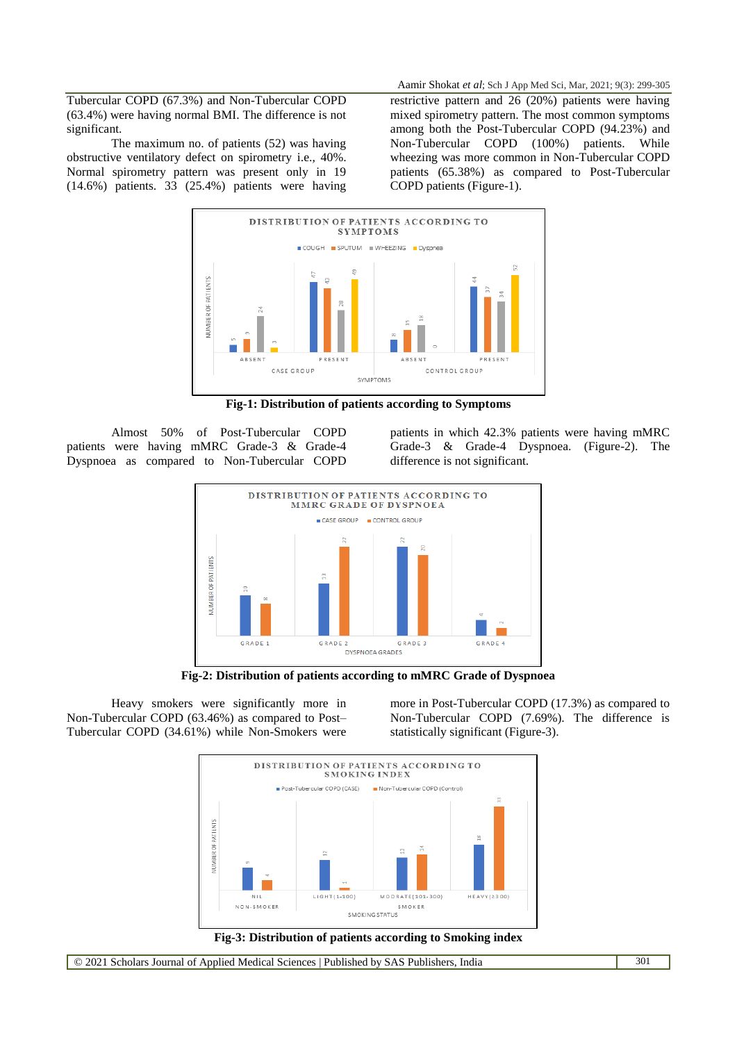Tubercular COPD (67.3%) and Non-Tubercular COPD (63.4%) were having normal BMI. The difference is not significant.

The maximum no. of patients (52) was having obstructive ventilatory defect on spirometry i.e., 40%. Normal spirometry pattern was present only in 19 (14.6%) patients. 33 (25.4%) patients were having restrictive pattern and 26 (20%) patients were having mixed spirometry pattern. The most common symptoms among both the Post-Tubercular COPD (94.23%) and Non-Tubercular COPD (100%) patients. While wheezing was more common in Non-Tubercular COPD patients (65.38%) as compared to Post-Tubercular COPD patients (Figure-1).

**Fig-1: Distribution of patients according to Symptoms**

Almost 50% of Post-Tubercular COPD patients were having mMRC Grade-3 & Grade-4 Dyspnoea as compared to Non-Tubercular COPD patients in which 42.3% patients were having mMRC Grade-3 & Grade-4 Dyspnoea. (Figure-2). The difference is not significant.

**Fig-2: Distribution of patients according to mMRC Grade of Dyspnoea**

Heavy smokers were significantly more in Non-Tubercular COPD (63.46%) as compared to Post–Tubercular COPD (34.61%) while Non-Smokers were more in Post-Tubercular COPD (17.3%) as compared to Non-Tubercular COPD (7.69%). The difference is statistically significant (Figure-3).

**Fig-3: Distribution of patients according to Smoking index**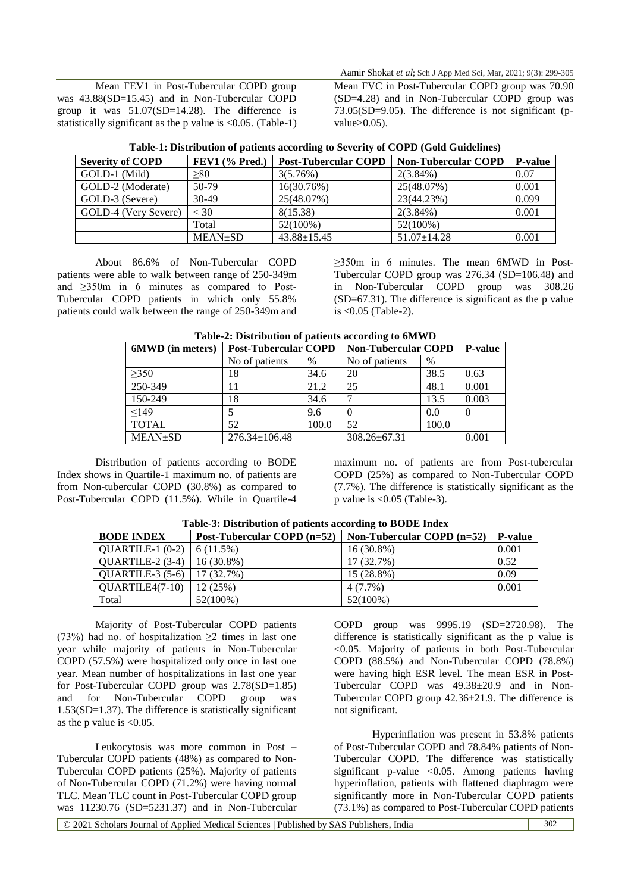Mean FEV1 in Post-Tubercular COPD group was 43.88(SD=15.45) and in Non-Tubercular COPD group it was 51.07(SD=14.28). The difference is statistically significant as the p value is <0.05. (Table-1)

Mean FVC in Post-Tubercular COPD group was 70.90 (SD=4.28) and in Non-Tubercular COPD group was 73.05(SD=9.05). The difference is not significant (p-value>0.05).

**Table-1: Distribution of patients according to Severity of COPD (Gold Guidelines)**

| Severity of COPD | FEV1 (% Pred.) | Post-Tubercular COPD | Non-Tubercular COPD | P-value |
|---|---|---|---|---|
| GOLD-1 (Mild) | ≥80 | 3(5.76%) | 2(3.84%) | 0.07 |
| GOLD-2 (Moderate) | 50-79 | 16(30.76%) | 25(48.07%) | 0.001 |
| GOLD-3 (Severe) | 30-49 | 25(48.07%) | 23(44.23%) | 0.099 |
| GOLD-4 (Very Severe) | < 30 | 8(15.38) | 2(3.84%) | 0.001 |
| | Total | 52(100%) | 52(100%) | |
| | MEAN±SD | 43.88±15.45 | 51.07±14.28 | 0.001 |

About 86.6% of Non-Tubercular COPD patients were able to walk between range of 250-349m and ≥350m in 6 minutes as compared to Post-Tubercular COPD patients in which only 55.8% patients could walk between the range of 250-349m and ≥350m in 6 minutes. The mean 6MWD in Post-Tubercular COPD group was 276.34 (SD=106.48) and in Non-Tubercular COPD group was 308.26 (SD=67.31). The difference is significant as the p value is <0.05 (Table-2).

**Table-2: Distribution of patients according to 6MWD**

| 6MWD (in meters) | Post-Tubercular COPD | | Non-Tubercular COPD | | P-value |
|---|---|---|---|---|---|
| | No of patients | % | No of patients | % | |
| ≥350 | 18 | 34.6 | 20 | 38.5 | 0.63 |
| 250-349 | 11 | 21.2 | 25 | 48.1 | 0.001 |
| 150-249 | 18 | 34.6 | 7 | 13.5 | 0.003 |
| ≤149 | 5 | 9.6 | 0 | 0.0 | 0 |
| TOTAL | 52 | 100.0 | 52 | 100.0 | |
| MEAN±SD | 276.34±106.48 | | 308.26±67.31 | | 0.001 |

Distribution of patients according to BODE Index shows in Quartile-1 maximum no. of patients are from Non-tubercular COPD (30.8%) as compared to Post-Tubercular COPD (11.5%). While in Quartile-4 maximum no. of patients are from Post-tubercular COPD (25%) as compared to Non-Tubercular COPD (7.7%). The difference is statistically significant as the p value is <0.05 (Table-3).

**Table-3: Distribution of patients according to BODE Index**

| BODE INDEX | Post-Tubercular COPD (n=52) | Non-Tubercular COPD (n=52) | P-value |
|---|---|---|---|
| QUARTILE-1 (0-2) | 6 (11.5%) | 16 (30.8%) | 0.001 |
| QUARTILE-2 (3-4) | 16 (30.8%) | 17 (32.7%) | 0.52 |
| QUARTILE-3 (5-6) | 17 (32.7%) | 15 (28.8%) | 0.09 |
| QUARTILE4(7-10) | 12 (25%) | 4 (7.7%) | 0.001 |
| Total | 52(100%) | 52(100%) | |

Majority of Post-Tubercular COPD patients (73%) had no. of hospitalization ≥2 times in last one year while majority of patients in Non-Tubercular COPD (57.5%) were hospitalized only once in last one year. Mean number of hospitalizations in last one year for Post-Tubercular COPD group was 2.78(SD=1.85) and for Non-Tubercular COPD group was 1.53(SD=1.37). The difference is statistically significant as the p value is <0.05.

Leukocytosis was more common in Post – Tubercular COPD patients (48%) as compared to Non-Tubercular COPD patients (25%). Majority of patients of Non-Tubercular COPD (71.2%) were having normal TLC. Mean TLC count in Post-Tubercular COPD group was 11230.76 (SD=5231.37) and in Non-Tubercular COPD group was 9995.19 (SD=2720.98). The difference is statistically significant as the p value is <0.05. Majority of patients in both Post-Tubercular COPD (88.5%) and Non-Tubercular COPD (78.8%) were having high ESR level. The mean ESR in Post-Tubercular COPD was 49.38±20.9 and in Non-Tubercular COPD group 42.36±21.9. The difference is not significant.

Hyperinflation was present in 53.8% patients of Post-Tubercular COPD and 78.84% patients of Non-Tubercular COPD. The difference was statistically significant p-value <0.05. Among patients having hyperinflation, patients with flattened diaphragm were significantly more in Non-Tubercular COPD patients (73.1%) as compared to Post-Tubercular COPD patients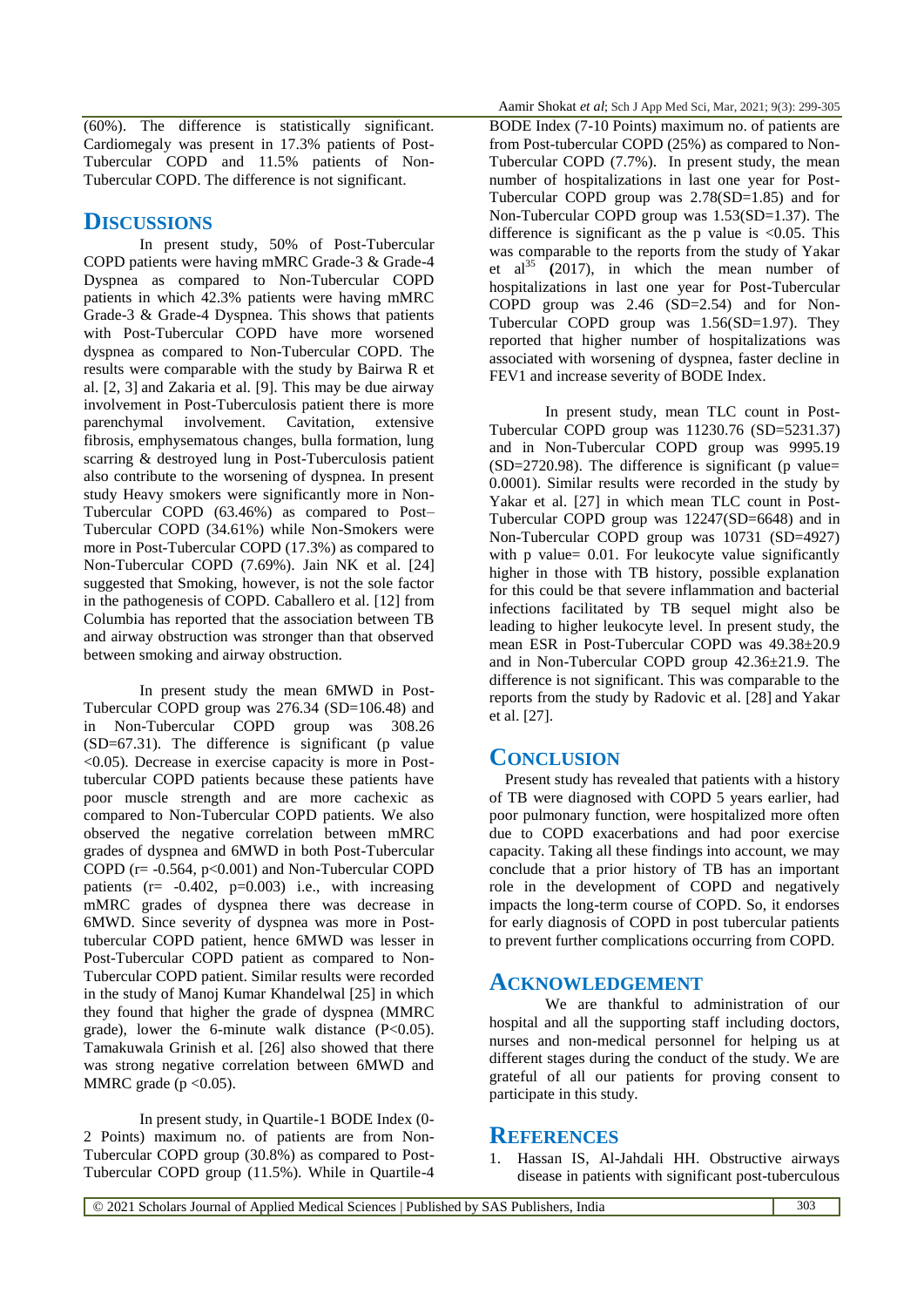(60%). The difference is statistically significant. Cardiomegaly was present in 17.3% patients of Post-Tubercular COPD and 11.5% patients of Non-Tubercular COPD. The difference is not significant.

## DISCUSSIONS

In present study, 50% of Post-Tubercular COPD patients were having mMRC Grade-3 & Grade-4 Dyspnea as compared to Non-Tubercular COPD patients in which 42.3% patients were having mMRC Grade-3 & Grade-4 Dyspnea. This shows that patients with Post-Tubercular COPD have more worsened dyspnea as compared to Non-Tubercular COPD. The results were comparable with the study by Bairwa R et al. [2, 3] and Zakaria et al. [9]. This may be due airway involvement in Post-Tuberculosis patient there is more parenchymal involvement. Cavitation, extensive fibrosis, emphysematous changes, bulla formation, lung scarring & destroyed lung in Post-Tuberculosis patient also contribute to the worsening of dyspnea. In present study Heavy smokers were significantly more in Non-Tubercular COPD (63.46%) as compared to Post–Tubercular COPD (34.61%) while Non-Smokers were more in Post-Tubercular COPD (17.3%) as compared to Non-Tubercular COPD (7.69%). Jain NK et al. [24] suggested that Smoking, however, is not the sole factor in the pathogenesis of COPD. Caballero et al. [12] from Columbia has reported that the association between TB and airway obstruction was stronger than that observed between smoking and airway obstruction.

In present study the mean 6MWD in Post-Tubercular COPD group was 276.34 (SD=106.48) and in Non-Tubercular COPD group was 308.26 (SD=67.31). The difference is significant (p value <0.05). Decrease in exercise capacity is more in Post-tubercular COPD patients because these patients have poor muscle strength and are more cachexic as compared to Non-Tubercular COPD patients. We also observed the negative correlation between mMRC grades of dyspnea and 6MWD in both Post-Tubercular COPD (r= -0.564, p<0.001) and Non-Tubercular COPD patients (r= -0.402, p=0.003) i.e., with increasing mMRC grades of dyspnea there was decrease in 6MWD. Since severity of dyspnea was more in Post-tubercular COPD patient, hence 6MWD was lesser in Post-Tubercular COPD patient as compared to Non-Tubercular COPD patient. Similar results were recorded in the study of Manoj Kumar Khandelwal [25] in which they found that higher the grade of dyspnea (MMRC grade), lower the 6-minute walk distance (P<0.05). Tamakuwala Grinish et al. [26] also showed that there was strong negative correlation between 6MWD and MMRC grade (p <0.05).

In present study, in Quartile-1 BODE Index (0-2 Points) maximum no. of patients are from Non-Tubercular COPD group (30.8%) as compared to Post-Tubercular COPD group (11.5%). While in Quartile-4 BODE Index (7-10 Points) maximum no. of patients are from Post-tubercular COPD (25%) as compared to Non-Tubercular COPD (7.7%). In present study, the mean number of hospitalizations in last one year for Post-Tubercular COPD group was 2.78(SD=1.85) and for Non-Tubercular COPD group was 1.53(SD=1.37). The difference is significant as the p value is <0.05. This was comparable to the reports from the study of Yakar et al[35] (2017), in which the mean number of hospitalizations in last one year for Post-Tubercular COPD group was 2.46 (SD=2.54) and for Non-Tubercular COPD group was 1.56(SD=1.97). They reported that higher number of hospitalizations was associated with worsening of dyspnea, faster decline in FEV1 and increase severity of BODE Index.

In present study, mean TLC count in Post-Tubercular COPD group was 11230.76 (SD=5231.37) and in Non-Tubercular COPD group was 9995.19 (SD=2720.98). The difference is significant (p value= 0.0001). Similar results were recorded in the study by Yakar et al. [27] in which mean TLC count in Post-Tubercular COPD group was 12247(SD=6648) and in Non-Tubercular COPD group was 10731 (SD=4927) with p value= 0.01. For leukocyte value significantly higher in those with TB history, possible explanation for this could be that severe inflammation and bacterial infections facilitated by TB sequel might also be leading to higher leukocyte level. In present study, the mean ESR in Post-Tubercular COPD was 49.38±20.9 and in Non-Tubercular COPD group 42.36±21.9. The difference is not significant. This was comparable to the reports from the study by Radovic et al. [28] and Yakar et al. [27].

## CONCLUSION

Present study has revealed that patients with a history of TB were diagnosed with COPD 5 years earlier, had poor pulmonary function, were hospitalized more often due to COPD exacerbations and had poor exercise capacity. Taking all these findings into account, we may conclude that a prior history of TB has an important role in the development of COPD and negatively impacts the long-term course of COPD. So, it endorses for early diagnosis of COPD in post tubercular patients to prevent further complications occurring from COPD.

## ACKNOWLEDGEMENT

We are thankful to administration of our hospital and all the supporting staff including doctors, nurses and non-medical personnel for helping us at different stages during the conduct of the study. We are grateful of all our patients for proving consent to participate in this study.

## REFERENCES

1. Hassan IS, Al-Jahdali HH. Obstructive airways disease in patients with significant post-tuberculous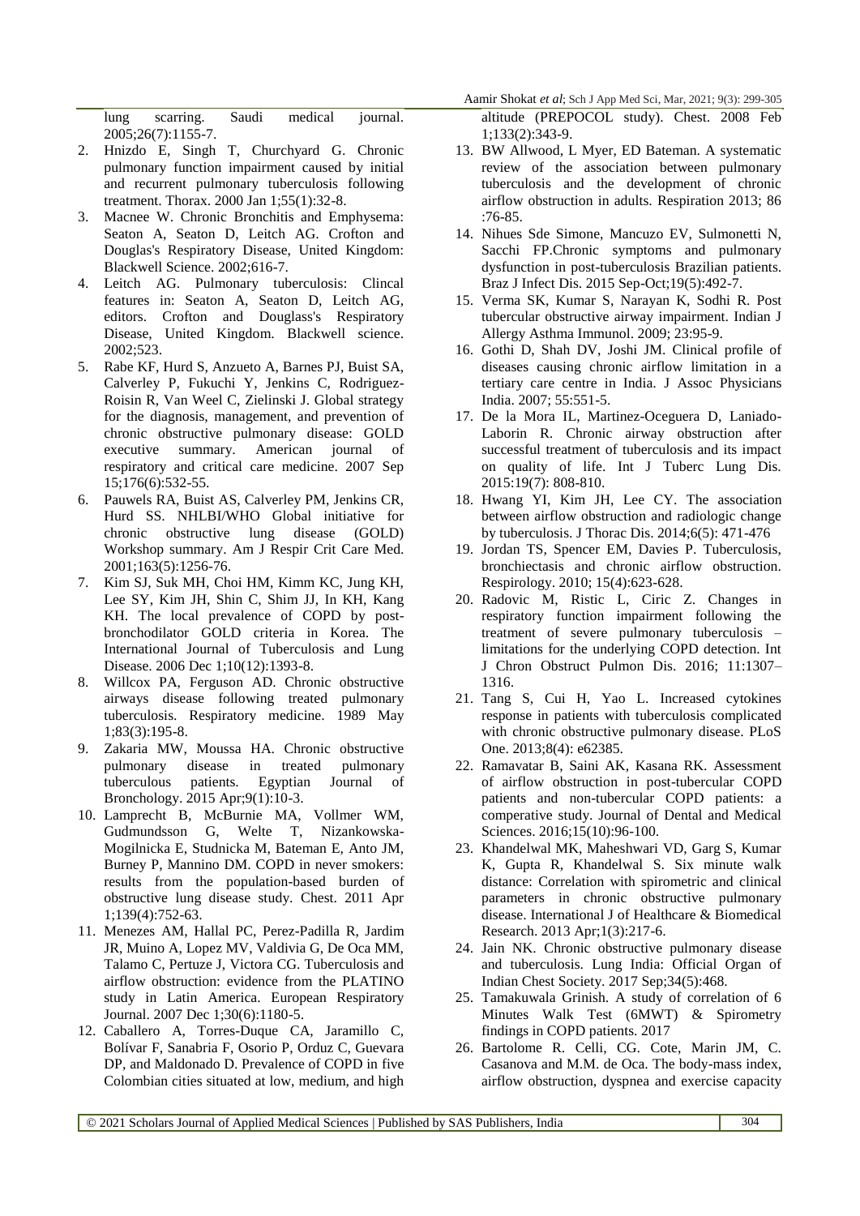lung scarring. Saudi medical journal. 2005;26(7):1155-7.

2. Hnizdo E, Singh T, Churchyard G. Chronic pulmonary function impairment caused by initial and recurrent pulmonary tuberculosis following treatment. Thorax. 2000 Jan 1;55(1):32-8.
3. Macnee W. Chronic Bronchitis and Emphysema: Seaton A, Seaton D, Leitch AG. Crofton and Douglas's Respiratory Disease, United Kingdom: Blackwell Science. 2002;616-7.
4. Leitch AG. Pulmonary tuberculosis: Clincal features in: Seaton A, Seaton D, Leitch AG, editors. Crofton and Douglass's Respiratory Disease, United Kingdom. Blackwell science. 2002;523.
5. Rabe KF, Hurd S, Anzueto A, Barnes PJ, Buist SA, Calverley P, Fukuchi Y, Jenkins C, Rodriguez-Roisin R, Van Weel C, Zielinski J. Global strategy for the diagnosis, management, and prevention of chronic obstructive pulmonary disease: GOLD executive summary. American journal of respiratory and critical care medicine. 2007 Sep 15;176(6):532-55.
6. Pauwels RA, Buist AS, Calverley PM, Jenkins CR, Hurd SS. NHLBI/WHO Global initiative for chronic obstructive lung disease (GOLD) Workshop summary. Am J Respir Crit Care Med. 2001;163(5):1256-76.
7. Kim SJ, Suk MH, Choi HM, Kimm KC, Jung KH, Lee SY, Kim JH, Shin C, Shim JJ, In KH, Kang KH. The local prevalence of COPD by post-bronchodilator GOLD criteria in Korea. The International Journal of Tuberculosis and Lung Disease. 2006 Dec 1;10(12):1393-8.
8. Willcox PA, Ferguson AD. Chronic obstructive airways disease following treated pulmonary tuberculosis. Respiratory medicine. 1989 May 1;83(3):195-8.
9. Zakaria MW, Moussa HA. Chronic obstructive pulmonary disease in treated pulmonary tuberculous patients. Egyptian Journal of Bronchology. 2015 Apr;9(1):10-3.
10. Lamprecht B, McBurnie MA, Vollmer WM, Gudmundsson G, Welte T, Nizankowska-Mogilnicka E, Studnicka M, Bateman E, Anto JM, Burney P, Mannino DM. COPD in never smokers: results from the population-based burden of obstructive lung disease study. Chest. 2011 Apr 1;139(4):752-63.
11. Menezes AM, Hallal PC, Perez-Padilla R, Jardim JR, Muino A, Lopez MV, Valdivia G, De Oca MM, Talamo C, Pertuze J, Victora CG. Tuberculosis and airflow obstruction: evidence from the PLATINO study in Latin America. European Respiratory Journal. 2007 Dec 1;30(6):1180-5.
12. Caballero A, Torres-Duque CA, Jaramillo C, Bolívar F, Sanabria F, Osorio P, Orduz C, Guevara DP, and Maldonado D. Prevalence of COPD in five Colombian cities situated at low, medium, and high altitude (PREPOCOL study). Chest. 2008 Feb 1;133(2):343-9.
13. BW Allwood, L Myer, ED Bateman. A systematic review of the association between pulmonary tuberculosis and the development of chronic airflow obstruction in adults. Respiration 2013; 86 :76-85.
14. Nihues Sde Simone, Mancuzo EV, Sulmonetti N, Sacchi FP.Chronic symptoms and pulmonary dysfunction in post-tuberculosis Brazilian patients. Braz J Infect Dis. 2015 Sep-Oct;19(5):492-7.
15. Verma SK, Kumar S, Narayan K, Sodhi R. Post tubercular obstructive airway impairment. Indian J Allergy Asthma Immunol. 2009; 23:95-9.
16. Gothi D, Shah DV, Joshi JM. Clinical profile of diseases causing chronic airflow limitation in a tertiary care centre in India. J Assoc Physicians India. 2007; 55:551-5.
17. De la Mora IL, Martinez-Oceguera D, Laniado-Laborin R. Chronic airway obstruction after successful treatment of tuberculosis and its impact on quality of life. Int J Tuberc Lung Dis. 2015:19(7): 808-810.
18. Hwang YI, Kim JH, Lee CY. The association between airflow obstruction and radiologic change by tuberculosis. J Thorac Dis. 2014;6(5): 471-476
19. Jordan TS, Spencer EM, Davies P. Tuberculosis, bronchiectasis and chronic airflow obstruction. Respirology. 2010; 15(4):623-628.
20. Radovic M, Ristic L, Ciric Z. Changes in respiratory function impairment following the treatment of severe pulmonary tuberculosis – limitations for the underlying COPD detection. Int J Chron Obstruct Pulmon Dis. 2016; 11:1307–1316.
21. Tang S, Cui H, Yao L. Increased cytokines response in patients with tuberculosis complicated with chronic obstructive pulmonary disease. PLoS One. 2013;8(4): e62385.
22. Ramavatar B, Saini AK, Kasana RK. Assessment of airflow obstruction in post-tubercular COPD patients and non-tubercular COPD patients: a comperative study. Journal of Dental and Medical Sciences. 2016;15(10):96-100.
23. Khandelwal MK, Maheshwari VD, Garg S, Kumar K, Gupta R, Khandelwal S. Six minute walk distance: Correlation with spirometric and clinical parameters in chronic obstructive pulmonary disease. International J of Healthcare & Biomedical Research. 2013 Apr;1(3):217-6.
24. Jain NK. Chronic obstructive pulmonary disease and tuberculosis. Lung India: Official Organ of Indian Chest Society. 2017 Sep;34(5):468.
25. Tamakuwala Grinish. A study of correlation of 6 Minutes Walk Test (6MWT) & Spirometry findings in COPD patients. 2017
26. Bartolome R. Celli, CG. Cote, Marin JM, C. Casanova and M.M. de Oca. The body-mass index, airflow obstruction, dyspnea and exercise capacity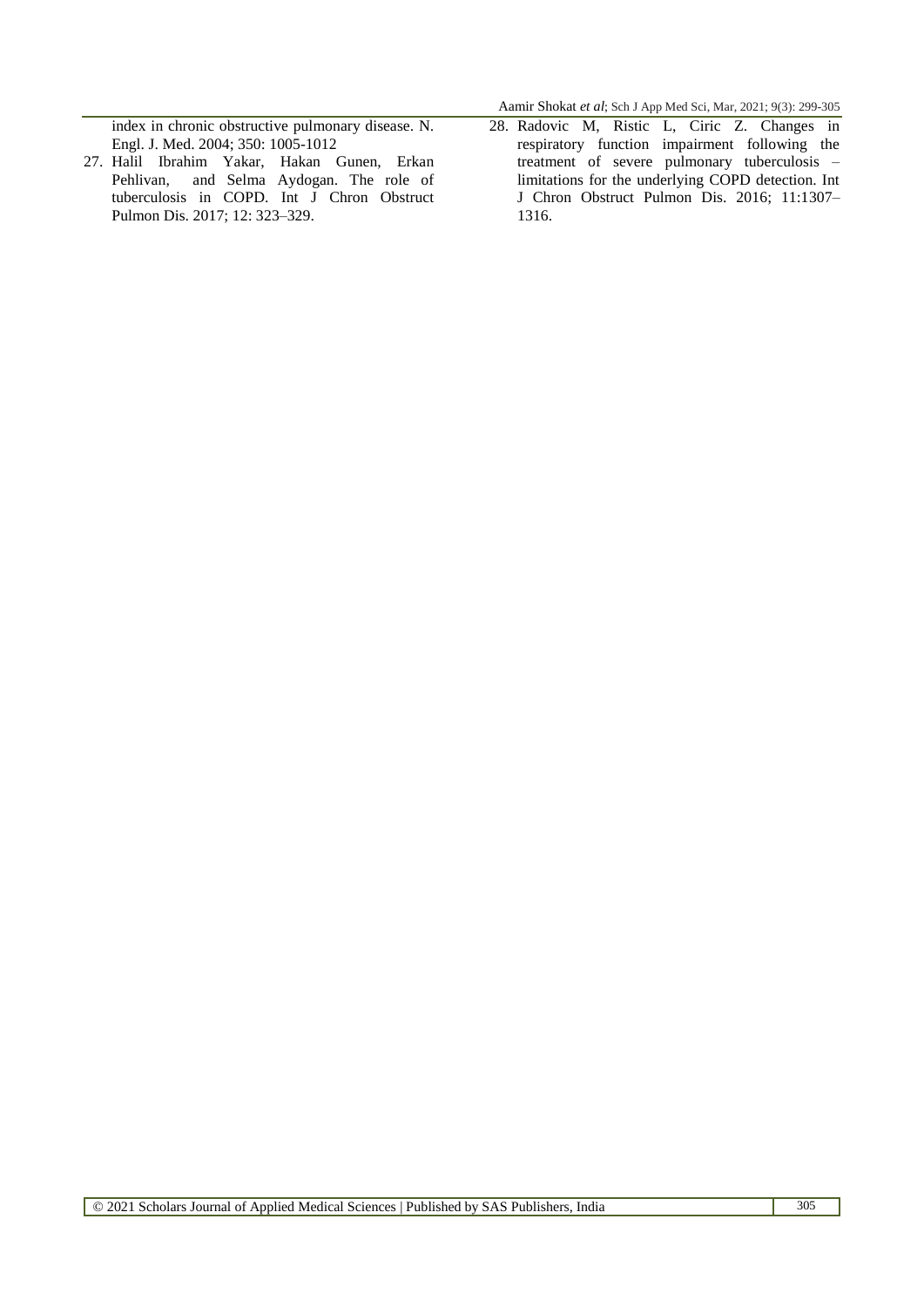index in chronic obstructive pulmonary disease. N. Engl. J. Med. 2004; 350: 1005-1012

27. Halil Ibrahim Yakar, Hakan Gunen, Erkan Pehlivan, and Selma Aydogan. The role of tuberculosis in COPD. Int J Chron Obstruct Pulmon Dis. 2017; 12: 323–329.
28. Radovic M, Ristic L, Ciric Z. Changes in respiratory function impairment following the treatment of severe pulmonary tuberculosis – limitations for the underlying COPD detection. Int J Chron Obstruct Pulmon Dis. 2016; 11:1307–1316.